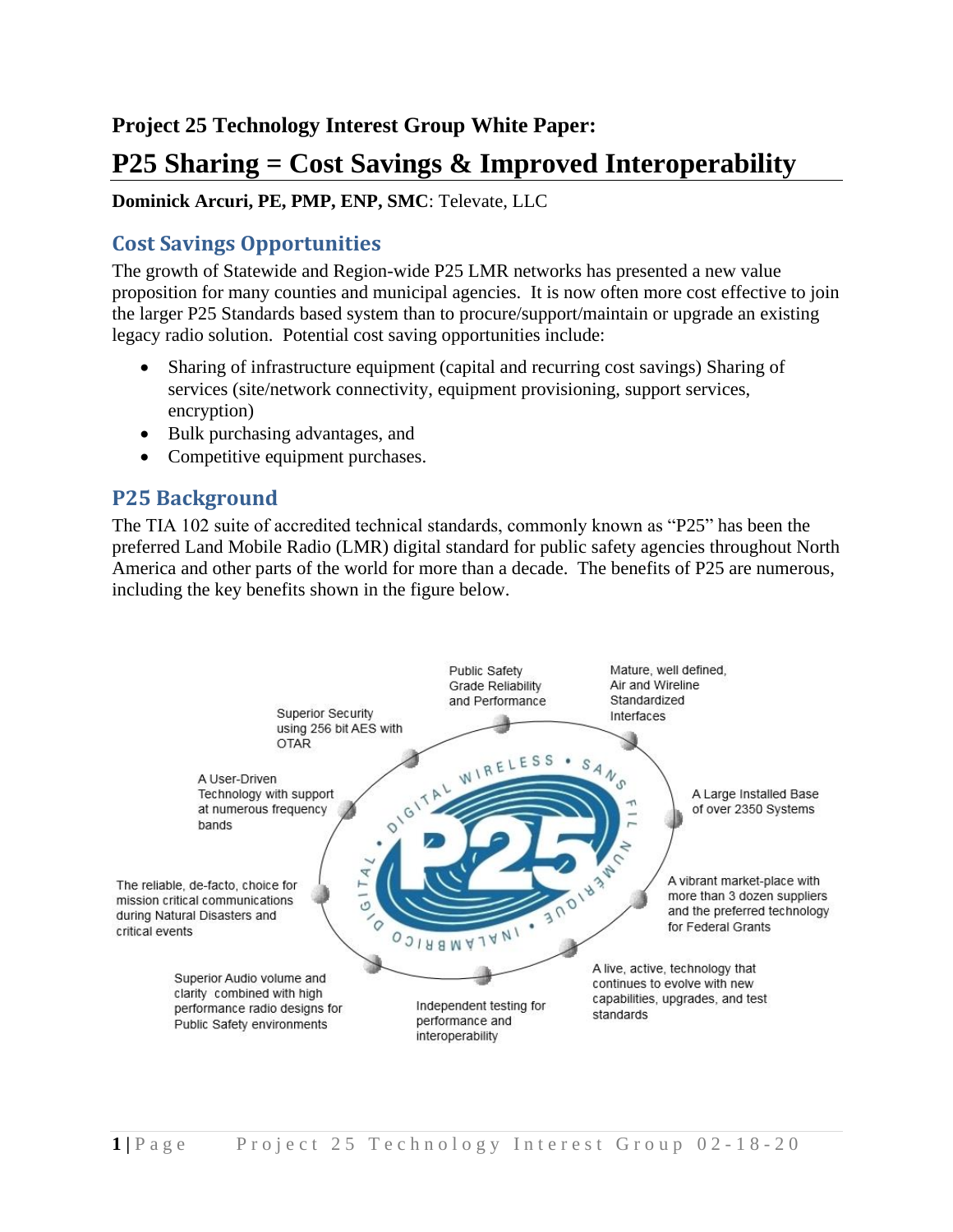**Project 25 Technology Interest Group White Paper:**

# P25 Sharing = Cost Savings & Improved Interoperability

**Dominick Arcuri, PE, PMP, ENP, SMC**: Televate, LLC

## Cost Savings Opportunities

The growth of Statewide and Region-wide P25 LMR networks has presented a new value proposition for many counties and municipal agencies. It is now often more cost effective to join the larger P25 Standards based system than to procure/support/maintain or upgrade an existing legacy radio solution. Potential cost saving opportunities include:

- Sharing of infrastructure equipment (capital and recurring cost savings) Sharing of services (site/network connectivity, equipment provisioning, support services, encryption)
- Bulk purchasing advantages, and
- Competitive equipment purchases.

## P25 Background

The TIA 102 suite of accredited technical standards, commonly known as "P25" has been the preferred Land Mobile Radio (LMR) digital standard for public safety agencies throughout North America and other parts of the world for more than a decade. The benefits of P25 are numerous, including the key benefits shown in the figure below.

- Public Safety Grade Reliability and Performance
- Mature, well defined, Air and Wireline Standardized Interfaces
- A Large Installed Base of over 2350 Systems
- A vibrant market-place with more than 3 dozen suppliers and the preferred technology for Federal Grants
- A live, active, technology that continues to evolve with new capabilities, upgrades, and test standards
- Independent testing for performance and interoperability
- Superior Audio volume and clarity combined with high performance radio designs for Public Safety environments
- The reliable, de-facto, choice for mission critical communications during Natural Disasters and critical events
- A User-Driven Technology with support at numerous frequency bands
- Superior Security using 256 bit AES with OTAR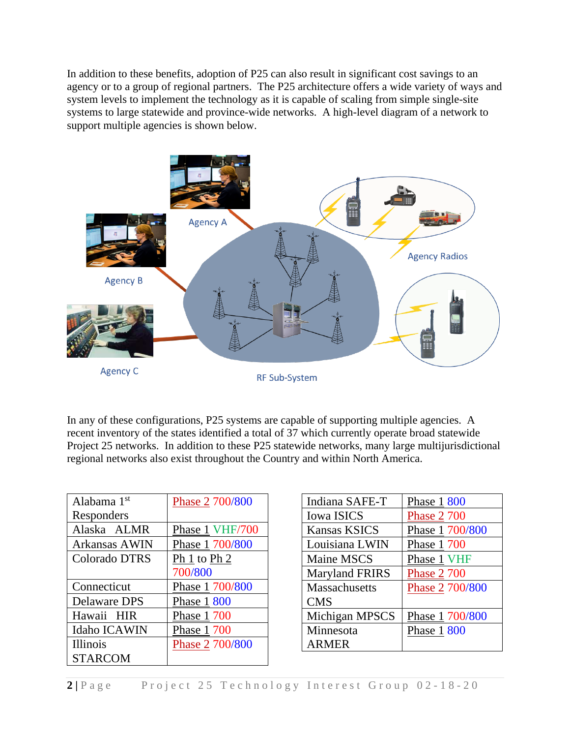In addition to these benefits, adoption of P25 can also result in significant cost savings to an agency or to a group of regional partners. The P25 architecture offers a wide variety of ways and system levels to implement the technology as it is capable of scaling from simple single-site systems to large statewide and province-wide networks. A high-level diagram of a network to support multiple agencies is shown below.

Agency A

Agency B

Agency C

Agency Radios

RF Sub-System

In any of these configurations, P25 systems are capable of supporting multiple agencies. A recent inventory of the states identified a total of 37 which currently operate broad statewide Project 25 networks. In addition to these P25 statewide networks, many large multijurisdictional regional networks also exist throughout the Country and within North America.

| | |
|---|---|
| Alabama 1st Responders | Phase 2 700/800 |
| Alaska ALMR | Phase 1 VHF/700 |
| Arkansas AWIN | Phase 1 700/800 |
| Colorado DTRS | Ph 1 to Ph 2 700/800 |
| Connecticut | Phase 1 700/800 |
| Delaware DPS | Phase 1 800 |
| Hawaii HIR | Phase 1 700 |
| Idaho ICAWIN | Phase 1 700 |
| Illinois STARCOM | Phase 2 700/800 |

| | |
|---|---|
| Indiana SAFE-T | Phase 1 800 |
| Iowa ISICS | Phase 2 700 |
| Kansas KSICS | Phase 1 700/800 |
| Louisiana LWIN | Phase 1 700 |
| Maine MSCS | Phase 1 VHF |
| Maryland FRIRS | Phase 2 700 |
| Massachusetts CMS | Phase 2 700/800 |
| Michigan MPSCS | Phase 1 700/800 |
| Minnesota ARMER | Phase 1 800 |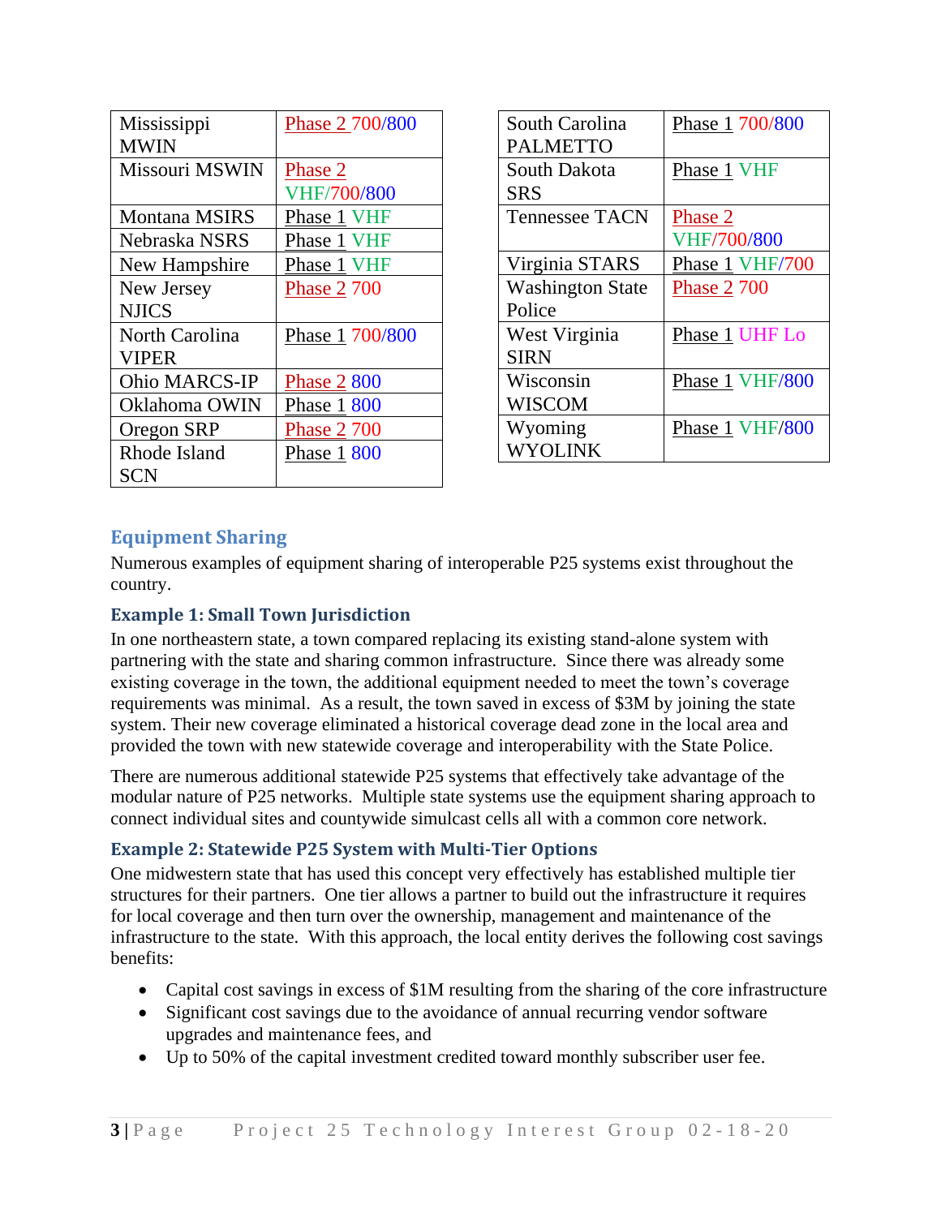| | |
|---|---|
| Mississippi MWIN | Phase 2 700/800 |
| Missouri MSWIN | Phase 2 VHF/700/800 |
| Montana MSIRS | Phase 1 VHF |
| Nebraska NSRS | Phase 1 VHF |
| New Hampshire | Phase 1 VHF |
| New Jersey NJICS | Phase 2 700 |
| North Carolina VIPER | Phase 1 700/800 |
| Ohio MARCS-IP | Phase 2 800 |
| Oklahoma OWIN | Phase 1 800 |
| Oregon SRP | Phase 2 700 |
| Rhode Island SCN | Phase 1 800 |

| | |
|---|---|
| South Carolina PALMETTO | Phase 1 700/800 |
| South Dakota SRS | Phase 1 VHF |
| Tennessee TACN | Phase 2 VHF/700/800 |
| Virginia STARS | Phase 1 VHF/700 |
| Washington State Police | Phase 2 700 |
| West Virginia SIRN | Phase 1 UHF Lo |
| Wisconsin WISCOM | Phase 1 VHF/800 |
| Wyoming WYOLINK | Phase 1 VHF/800 |

## Equipment Sharing

Numerous examples of equipment sharing of interoperable P25 systems exist throughout the country.

### Example 1: Small Town Jurisdiction

In one northeastern state, a town compared replacing its existing stand-alone system with partnering with the state and sharing common infrastructure. Since there was already some existing coverage in the town, the additional equipment needed to meet the town's coverage requirements was minimal. As a result, the town saved in excess of $3M by joining the state system. Their new coverage eliminated a historical coverage dead zone in the local area and provided the town with new statewide coverage and interoperability with the State Police.

There are numerous additional statewide P25 systems that effectively take advantage of the modular nature of P25 networks. Multiple state systems use the equipment sharing approach to connect individual sites and countywide simulcast cells all with a common core network.

### Example 2: Statewide P25 System with Multi-Tier Options

One midwestern state that has used this concept very effectively has established multiple tier structures for their partners. One tier allows a partner to build out the infrastructure it requires for local coverage and then turn over the ownership, management and maintenance of the infrastructure to the state. With this approach, the local entity derives the following cost savings benefits:

- Capital cost savings in excess of $1M resulting from the sharing of the core infrastructure
- Significant cost savings due to the avoidance of annual recurring vendor software upgrades and maintenance fees, and
- Up to 50% of the capital investment credited toward monthly subscriber user fee.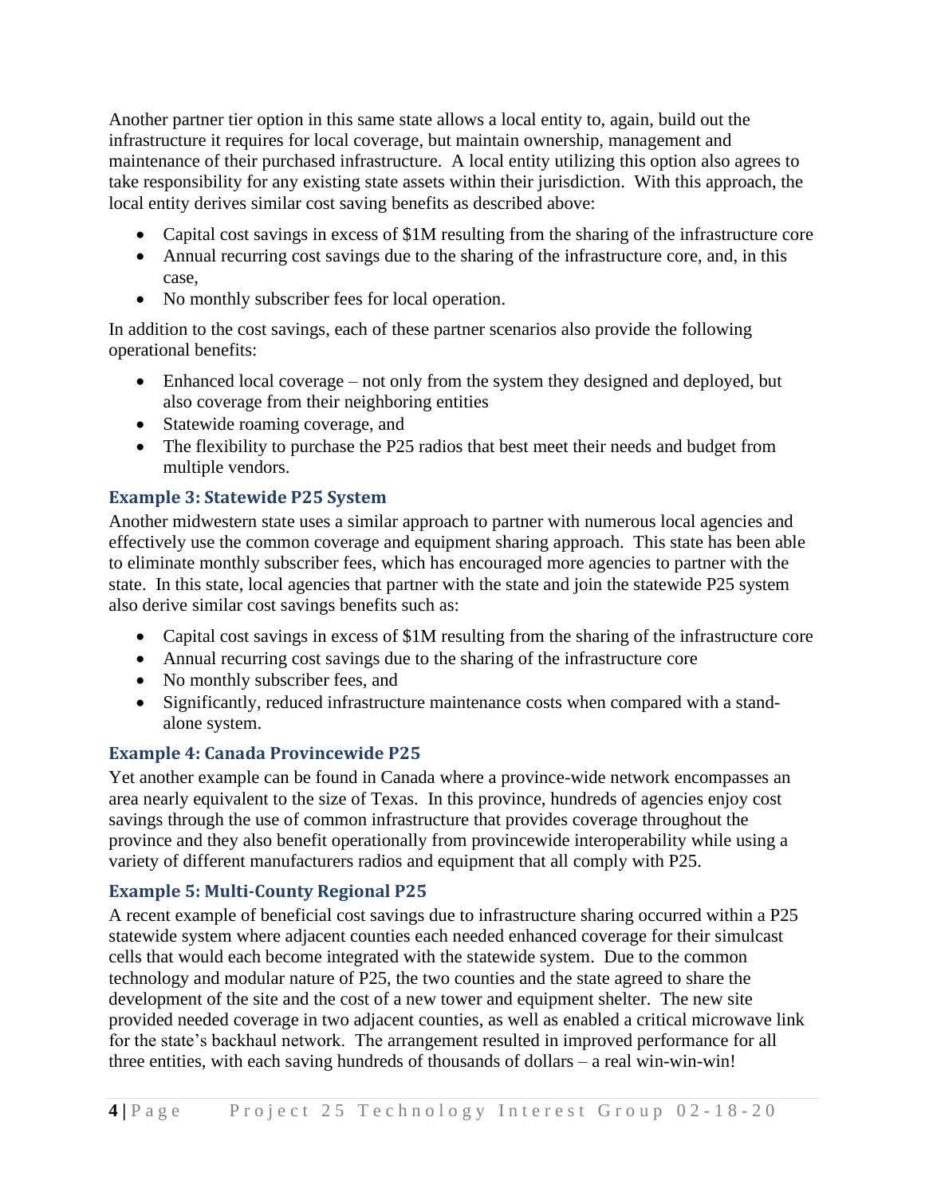Another partner tier option in this same state allows a local entity to, again, build out the infrastructure it requires for local coverage, but maintain ownership, management and maintenance of their purchased infrastructure. A local entity utilizing this option also agrees to take responsibility for any existing state assets within their jurisdiction. With this approach, the local entity derives similar cost saving benefits as described above:

- Capital cost savings in excess of $1M resulting from the sharing of the infrastructure core
- Annual recurring cost savings due to the sharing of the infrastructure core, and, in this case,
- No monthly subscriber fees for local operation.

In addition to the cost savings, each of these partner scenarios also provide the following operational benefits:

- Enhanced local coverage – not only from the system they designed and deployed, but also coverage from their neighboring entities
- Statewide roaming coverage, and
- The flexibility to purchase the P25 radios that best meet their needs and budget from multiple vendors.

### Example 3: Statewide P25 System

Another midwestern state uses a similar approach to partner with numerous local agencies and effectively use the common coverage and equipment sharing approach. This state has been able to eliminate monthly subscriber fees, which has encouraged more agencies to partner with the state. In this state, local agencies that partner with the state and join the statewide P25 system also derive similar cost savings benefits such as:

- Capital cost savings in excess of $1M resulting from the sharing of the infrastructure core
- Annual recurring cost savings due to the sharing of the infrastructure core
- No monthly subscriber fees, and
- Significantly, reduced infrastructure maintenance costs when compared with a stand-alone system.

### Example 4: Canada Provincewide P25

Yet another example can be found in Canada where a province-wide network encompasses an area nearly equivalent to the size of Texas. In this province, hundreds of agencies enjoy cost savings through the use of common infrastructure that provides coverage throughout the province and they also benefit operationally from provincewide interoperability while using a variety of different manufacturers radios and equipment that all comply with P25.

### Example 5: Multi-County Regional P25

A recent example of beneficial cost savings due to infrastructure sharing occurred within a P25 statewide system where adjacent counties each needed enhanced coverage for their simulcast cells that would each become integrated with the statewide system. Due to the common technology and modular nature of P25, the two counties and the state agreed to share the development of the site and the cost of a new tower and equipment shelter. The new site provided needed coverage in two adjacent counties, as well as enabled a critical microwave link for the state's backhaul network. The arrangement resulted in improved performance for all three entities, with each saving hundreds of thousands of dollars – a real win-win-win!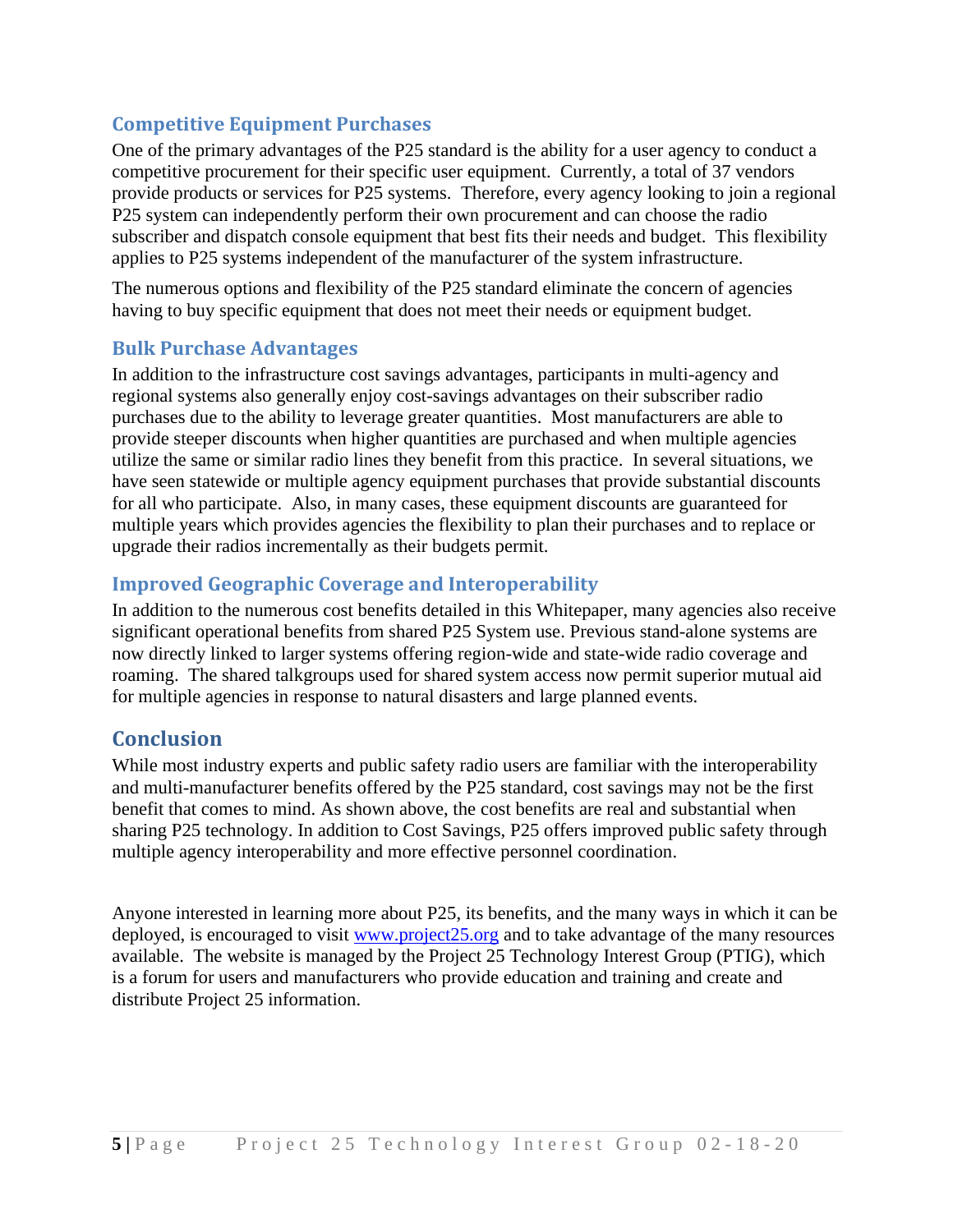### Competitive Equipment Purchases

One of the primary advantages of the P25 standard is the ability for a user agency to conduct a competitive procurement for their specific user equipment. Currently, a total of 37 vendors provide products or services for P25 systems. Therefore, every agency looking to join a regional P25 system can independently perform their own procurement and can choose the radio subscriber and dispatch console equipment that best fits their needs and budget. This flexibility applies to P25 systems independent of the manufacturer of the system infrastructure.

The numerous options and flexibility of the P25 standard eliminate the concern of agencies having to buy specific equipment that does not meet their needs or equipment budget.

### Bulk Purchase Advantages

In addition to the infrastructure cost savings advantages, participants in multi-agency and regional systems also generally enjoy cost-savings advantages on their subscriber radio purchases due to the ability to leverage greater quantities. Most manufacturers are able to provide steeper discounts when higher quantities are purchased and when multiple agencies utilize the same or similar radio lines they benefit from this practice. In several situations, we have seen statewide or multiple agency equipment purchases that provide substantial discounts for all who participate. Also, in many cases, these equipment discounts are guaranteed for multiple years which provides agencies the flexibility to plan their purchases and to replace or upgrade their radios incrementally as their budgets permit.

### Improved Geographic Coverage and Interoperability

In addition to the numerous cost benefits detailed in this Whitepaper, many agencies also receive significant operational benefits from shared P25 System use. Previous stand-alone systems are now directly linked to larger systems offering region-wide and state-wide radio coverage and roaming. The shared talkgroups used for shared system access now permit superior mutual aid for multiple agencies in response to natural disasters and large planned events.

## Conclusion

While most industry experts and public safety radio users are familiar with the interoperability and multi-manufacturer benefits offered by the P25 standard, cost savings may not be the first benefit that comes to mind. As shown above, the cost benefits are real and substantial when sharing P25 technology. In addition to Cost Savings, P25 offers improved public safety through multiple agency interoperability and more effective personnel coordination.

Anyone interested in learning more about P25, its benefits, and the many ways in which it can be deployed, is encouraged to visit [www.project25.org](http://www.project25.org) and to take advantage of the many resources available. The website is managed by the Project 25 Technology Interest Group (PTIG), which is a forum for users and manufacturers who provide education and training and create and distribute Project 25 information.